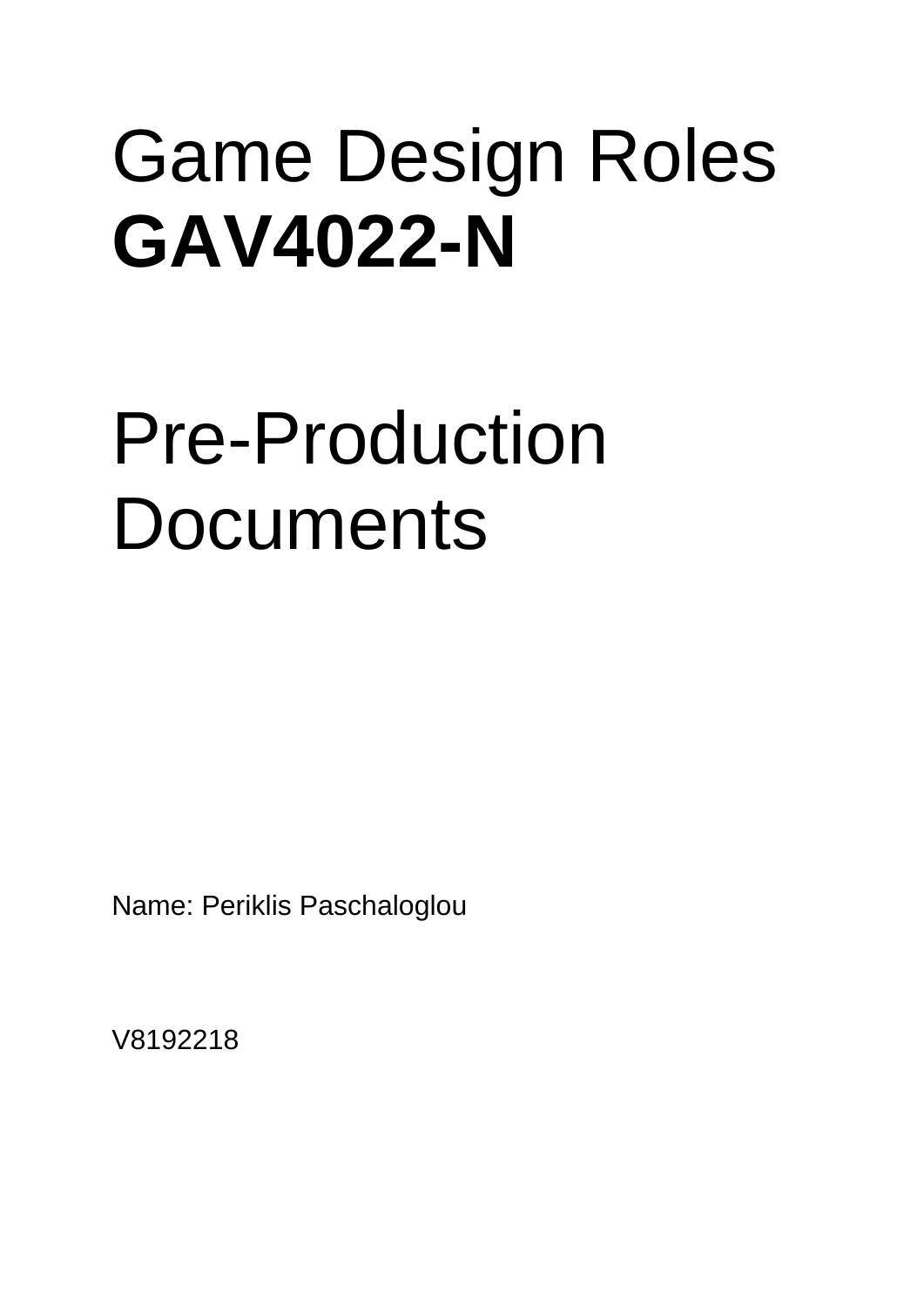# Game Design Roles **GAV4022-N**

# Pre-Production Documents

Name: Periklis Paschaloglou

V8192218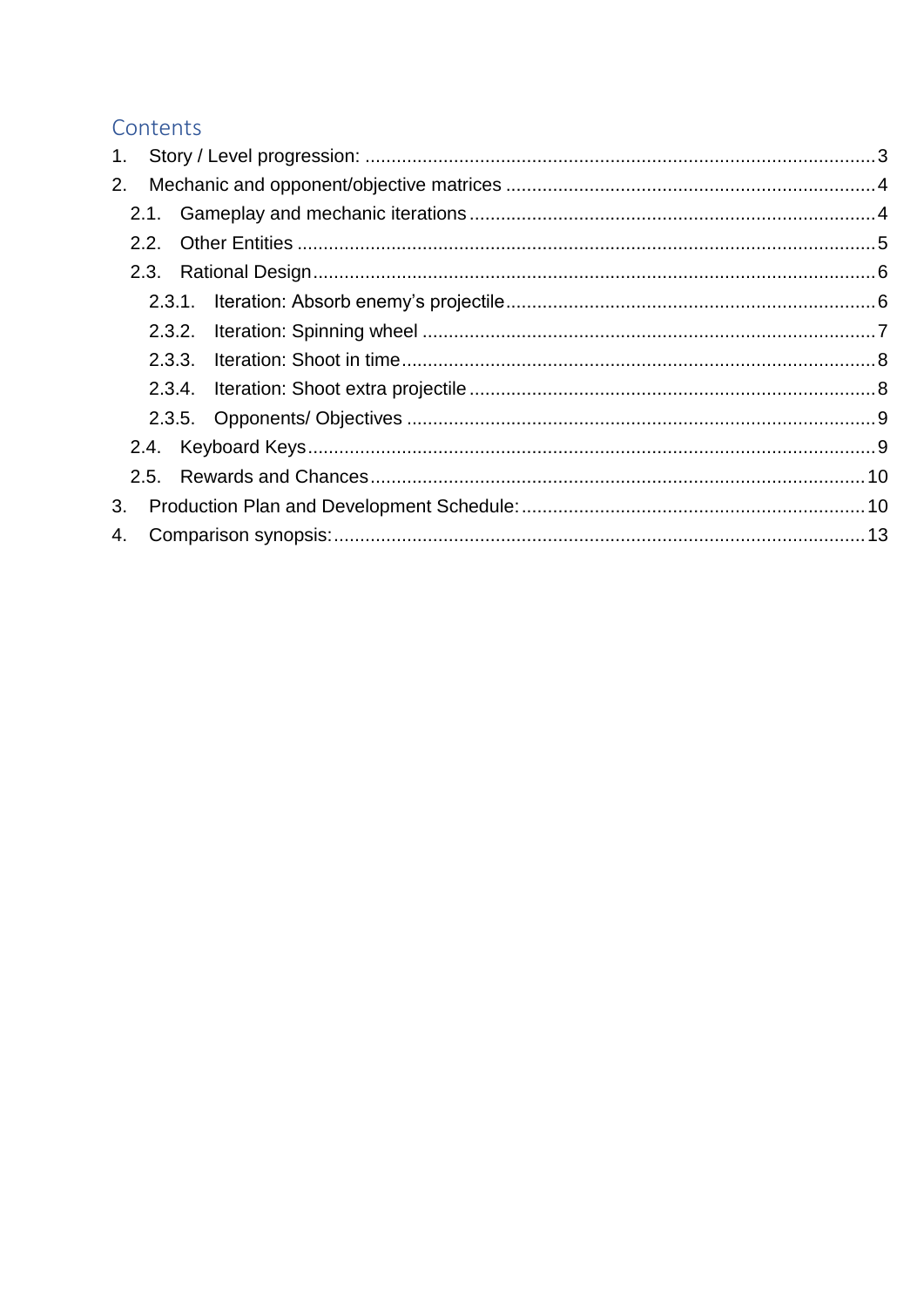# Contents

1. Story / Level progression: ..... 3
2. Mechanic and opponent/objective matrices ..... 4
   - 2.1. Gameplay and mechanic iterations ..... 4
   - 2.2. Other Entities ..... 5
   - 2.3. Rational Design ..... 6
     - 2.3.1. Iteration: Absorb enemy's projectile ..... 6
     - 2.3.2. Iteration: Spinning wheel ..... 7
     - 2.3.3. Iteration: Shoot in time ..... 8
     - 2.3.4. Iteration: Shoot extra projectile ..... 8
     - 2.3.5. Opponents/ Objectives ..... 9
   - 2.4. Keyboard Keys ..... 9
   - 2.5. Rewards and Chances ..... 10
3. Production Plan and Development Schedule: ..... 10
4. Comparison synopsis: ..... 13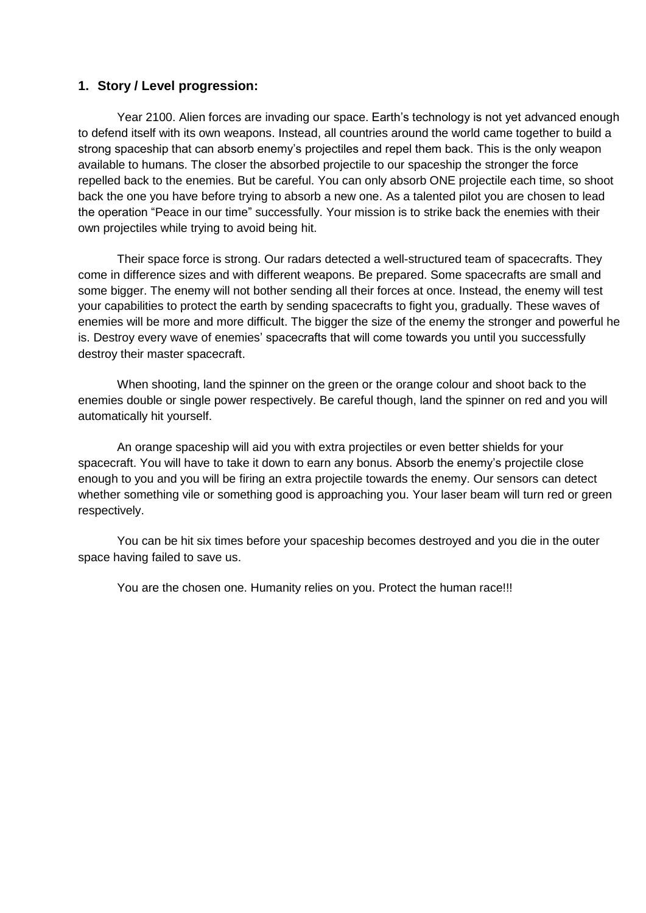## 1. Story / Level progression:

Year 2100. Alien forces are invading our space. Earth's technology is not yet advanced enough to defend itself with its own weapons. Instead, all countries around the world came together to build a strong spaceship that can absorb enemy's projectiles and repel them back. This is the only weapon available to humans. The closer the absorbed projectile to our spaceship the stronger the force repelled back to the enemies. But be careful. You can only absorb ONE projectile each time, so shoot back the one you have before trying to absorb a new one. As a talented pilot you are chosen to lead the operation "Peace in our time" successfully. Your mission is to strike back the enemies with their own projectiles while trying to avoid being hit.

Their space force is strong. Our radars detected a well-structured team of spacecrafts. They come in difference sizes and with different weapons. Be prepared. Some spacecrafts are small and some bigger. The enemy will not bother sending all their forces at once. Instead, the enemy will test your capabilities to protect the earth by sending spacecrafts to fight you, gradually. These waves of enemies will be more and more difficult. The bigger the size of the enemy the stronger and powerful he is. Destroy every wave of enemies' spacecrafts that will come towards you until you successfully destroy their master spacecraft.

When shooting, land the spinner on the green or the orange colour and shoot back to the enemies double or single power respectively. Be careful though, land the spinner on red and you will automatically hit yourself.

An orange spaceship will aid you with extra projectiles or even better shields for your spacecraft. You will have to take it down to earn any bonus. Absorb the enemy's projectile close enough to you and you will be firing an extra projectile towards the enemy. Our sensors can detect whether something vile or something good is approaching you. Your laser beam will turn red or green respectively.

You can be hit six times before your spaceship becomes destroyed and you die in the outer space having failed to save us.

You are the chosen one. Humanity relies on you. Protect the human race!!!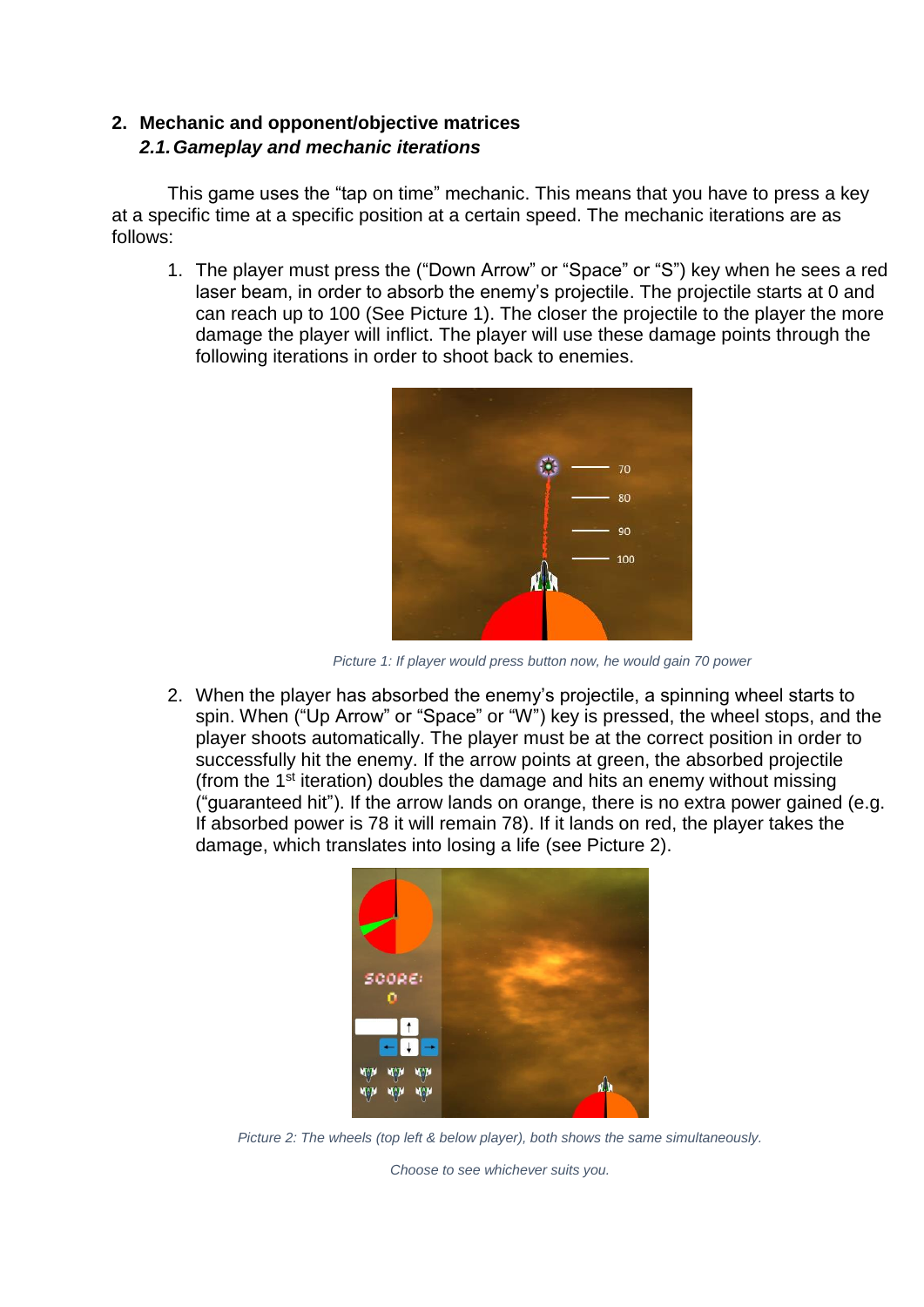## 2. Mechanic and opponent/objective matrices

### *2.1. Gameplay and mechanic iterations*

This game uses the "tap on time" mechanic. This means that you have to press a key at a specific time at a specific position at a certain speed. The mechanic iterations are as follows:

1. The player must press the ("Down Arrow" or "Space" or "S") key when he sees a red laser beam, in order to absorb the enemy's projectile. The projectile starts at 0 and can reach up to 100 (See Picture 1). The closer the projectile to the player the more damage the player will inflict. The player will use these damage points through the following iterations in order to shoot back to enemies.

*Picture 1: If player would press button now, he would gain 70 power*

2. When the player has absorbed the enemy's projectile, a spinning wheel starts to spin. When ("Up Arrow" or "Space" or "W") key is pressed, the wheel stops, and the player shoots automatically. The player must be at the correct position in order to successfully hit the enemy. If the arrow points at green, the absorbed projectile (from the 1st iteration) doubles the damage and hits an enemy without missing ("guaranteed hit"). If the arrow lands on orange, there is no extra power gained (e.g. If absorbed power is 78 it will remain 78). If it lands on red, the player takes the damage, which translates into losing a life (see Picture 2).

*Picture 2: The wheels (top left & below player), both shows the same simultaneously.*

*Choose to see whichever suits you.*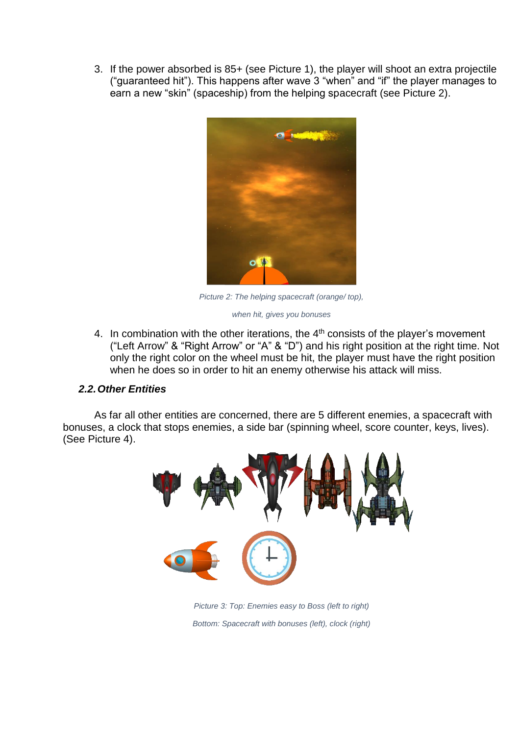3. If the power absorbed is 85+ (see Picture 1), the player will shoot an extra projectile (“guaranteed hit”). This happens after wave 3 “when” and “if” the player manages to earn a new “skin” (spaceship) from the helping spacecraft (see Picture 2).

*Picture 2: The helping spacecraft (orange/ top),*

*when hit, gives you bonuses*

4. In combination with the other iterations, the 4th consists of the player’s movement (“Left Arrow” & “Right Arrow” or “A” & “D”) and his right position at the right time. Not only the right color on the wheel must be hit, the player must have the right position when he does so in order to hit an enemy otherwise his attack will miss.

### *2.2. Other Entities*

As far all other entities are concerned, there are 5 different enemies, a spacecraft with bonuses, a clock that stops enemies, a side bar (spinning wheel, score counter, keys, lives). (See Picture 4).

*Picture 3: Top: Enemies easy to Boss (left to right)*

*Bottom: Spacecraft with bonuses (left), clock (right)*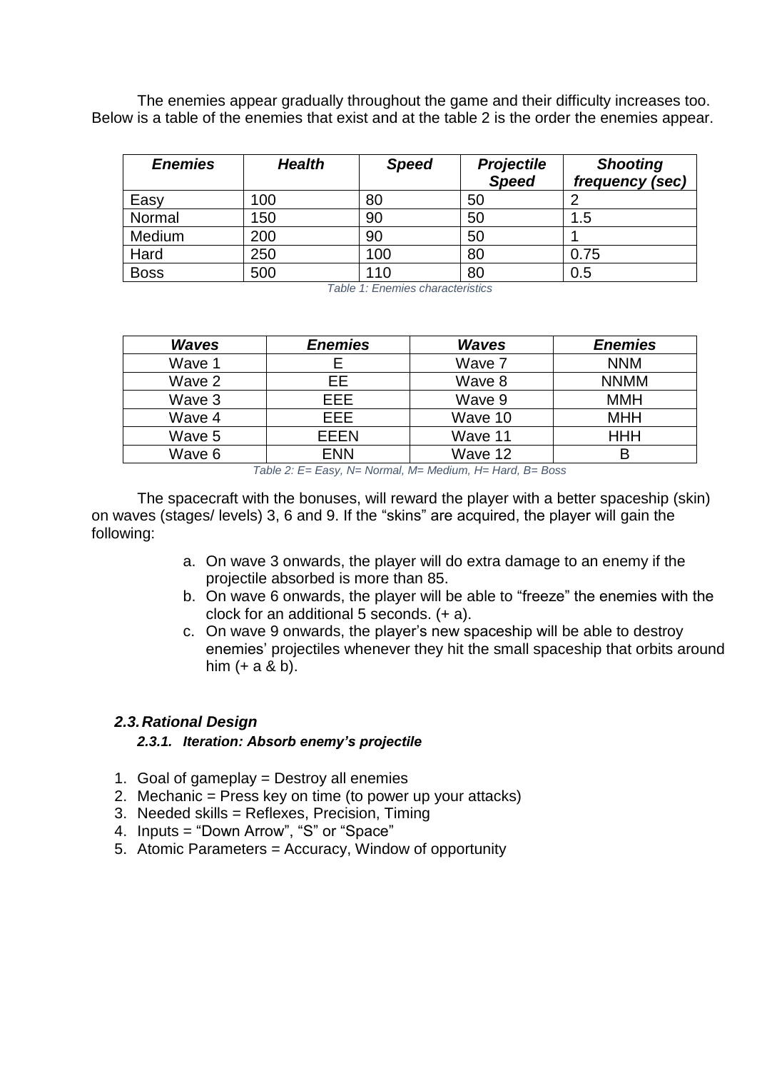The enemies appear gradually throughout the game and their difficulty increases too. Below is a table of the enemies that exist and at the table 2 is the order the enemies appear.

| ***Enemies*** | ***Health*** | ***Speed*** | ***Projectile Speed*** | ***Shooting frequency (sec)*** |
|---|---|---|---|---|
| Easy | 100 | 80 | 50 | 2 |
| Normal | 150 | 90 | 50 | 1.5 |
| Medium | 200 | 90 | 50 | 1 |
| Hard | 250 | 100 | 80 | 0.75 |
| Boss | 500 | 110 | 80 | 0.5 |

*Table 1: Enemies characteristics*

| ***Waves*** | ***Enemies*** | ***Waves*** | ***Enemies*** |
|---|---|---|---|
| Wave 1 | E | Wave 7 | NNM |
| Wave 2 | EE | Wave 8 | NNMM |
| Wave 3 | EEE | Wave 9 | MMH |
| Wave 4 | EEE | Wave 10 | MHH |
| Wave 5 | EEEN | Wave 11 | HHH |
| Wave 6 | ENN | Wave 12 | B |

*Table 2: E= Easy, N= Normal, M= Medium, H= Hard, B= Boss*

The spacecraft with the bonuses, will reward the player with a better spaceship (skin) on waves (stages/ levels) 3, 6 and 9. If the "skins" are acquired, the player will gain the following:

a. On wave 3 onwards, the player will do extra damage to an enemy if the projectile absorbed is more than 85.
b. On wave 6 onwards, the player will be able to "freeze" the enemies with the clock for an additional 5 seconds. (+ a).
c. On wave 9 onwards, the player's new spaceship will be able to destroy enemies' projectiles whenever they hit the small spaceship that orbits around him (+ a & b).

### *2.3. Rational Design*

#### *2.3.1. Iteration: Absorb enemy's projectile*

1. Goal of gameplay = Destroy all enemies
2. Mechanic = Press key on time (to power up your attacks)
3. Needed skills = Reflexes, Precision, Timing
4. Inputs = "Down Arrow", "S" or "Space"
5. Atomic Parameters = Accuracy, Window of opportunity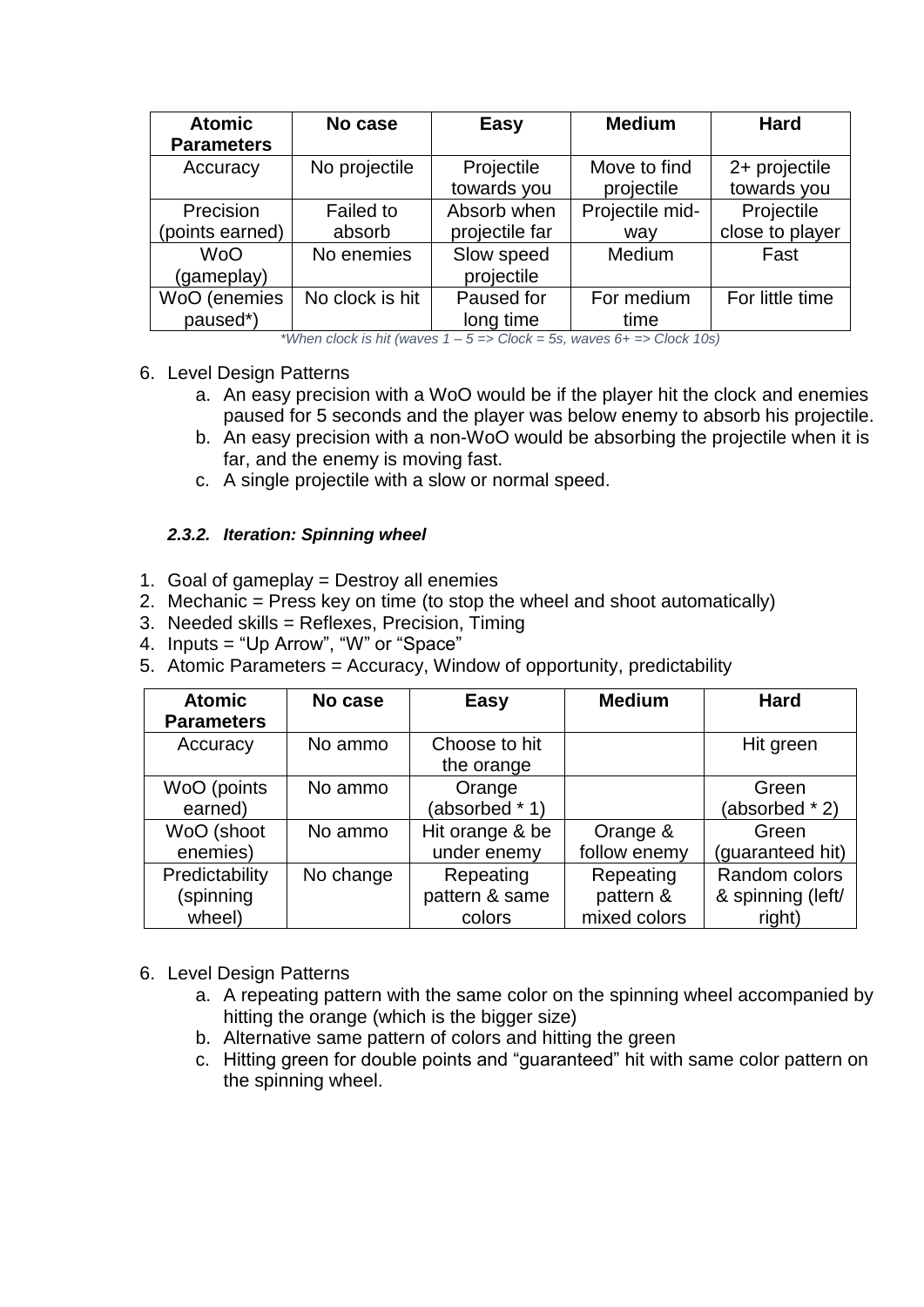| Atomic Parameters | No case | Easy | Medium | Hard |
|---|---|---|---|---|
| Accuracy | No projectile | Projectile towards you | Move to find projectile | 2+ projectile towards you |
| Precision (points earned) | Failed to absorb | Absorb when projectile far | Projectile mid-way | Projectile close to player |
| WoO (gameplay) | No enemies | Slow speed projectile | Medium | Fast |
| WoO (enemies paused*) | No clock is hit | Paused for long time | For medium time | For little time |

*\*When clock is hit (waves 1 – 5 => Clock = 5s, waves 6+ => Clock 10s)*

6. Level Design Patterns
    a. An easy precision with a WoO would be if the player hit the clock and enemies paused for 5 seconds and the player was below enemy to absorb his projectile.
    b. An easy precision with a non-WoO would be absorbing the projectile when it is far, and the enemy is moving fast.
    c. A single projectile with a slow or normal speed.

#### *2.3.2. Iteration: Spinning wheel*

1. Goal of gameplay = Destroy all enemies
2. Mechanic = Press key on time (to stop the wheel and shoot automatically)
3. Needed skills = Reflexes, Precision, Timing
4. Inputs = "Up Arrow", "W" or "Space"
5. Atomic Parameters = Accuracy, Window of opportunity, predictability

| Atomic Parameters | No case | Easy | Medium | Hard |
|---|---|---|---|---|
| Accuracy | No ammo | Choose to hit the orange | | Hit green |
| WoO (points earned) | No ammo | Orange (absorbed * 1) | | Green (absorbed * 2) |
| WoO (shoot enemies) | No ammo | Hit orange & be under enemy | Orange & follow enemy | Green (guaranteed hit) |
| Predictability (spinning wheel) | No change | Repeating pattern & same colors | Repeating pattern & mixed colors | Random colors & spinning (left/ right) |

6. Level Design Patterns
    a. A repeating pattern with the same color on the spinning wheel accompanied by hitting the orange (which is the bigger size)
    b. Alternative same pattern of colors and hitting the green
    c. Hitting green for double points and "guaranteed" hit with same color pattern on the spinning wheel.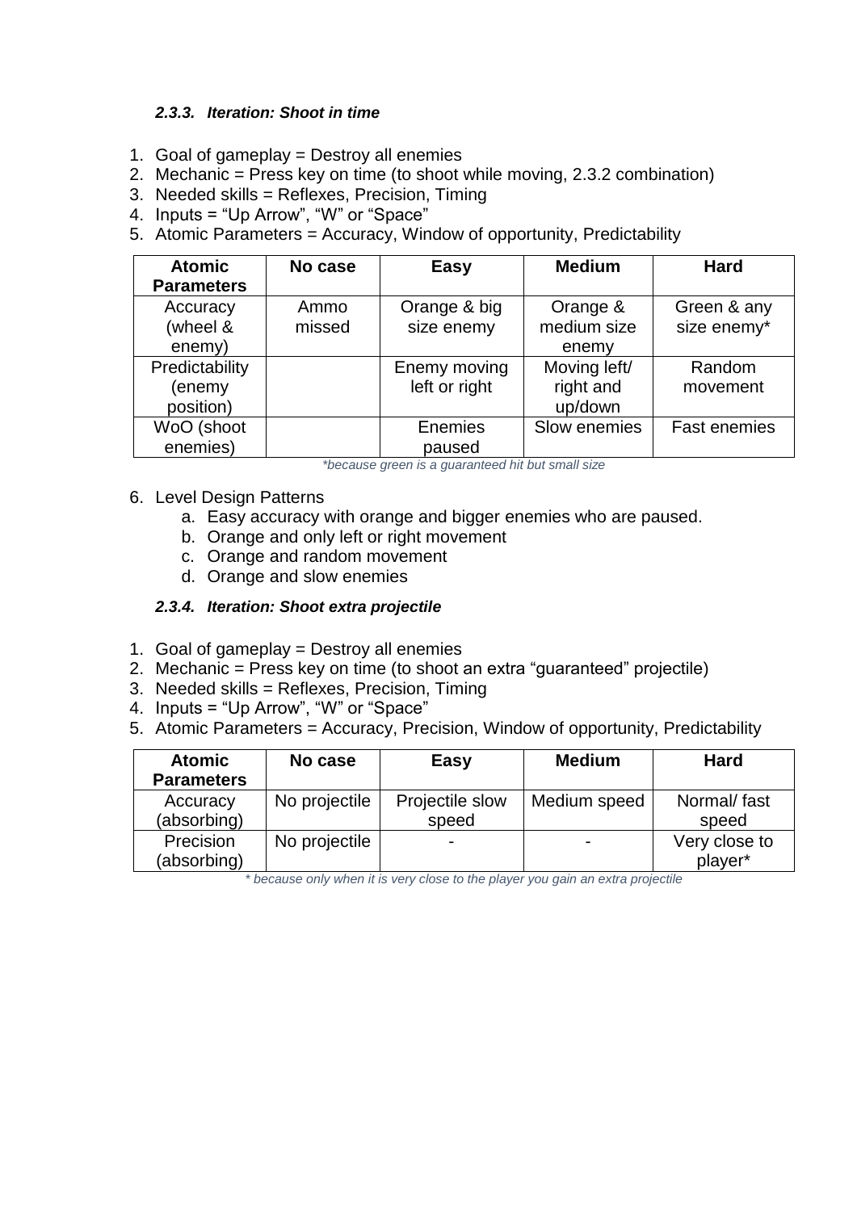#### *2.3.3. Iteration: Shoot in time*

1. Goal of gameplay = Destroy all enemies
2. Mechanic = Press key on time (to shoot while moving, 2.3.2 combination)
3. Needed skills = Reflexes, Precision, Timing
4. Inputs = “Up Arrow”, “W” or “Space”
5. Atomic Parameters = Accuracy, Window of opportunity, Predictability

| Atomic Parameters | No case | Easy | Medium | Hard |
|---|---|---|---|---|
| Accuracy (wheel & enemy) | Ammo missed | Orange & big size enemy | Orange & medium size enemy | Green & any size enemy* |
| Predictability (enemy position) | | Enemy moving left or right | Moving left/ right and up/down | Random movement |
| WoO (shoot enemies) | | Enemies paused | Slow enemies | Fast enemies |

*\*because green is a guaranteed hit but small size*

6. Level Design Patterns
   a. Easy accuracy with orange and bigger enemies who are paused.
   b. Orange and only left or right movement
   c. Orange and random movement
   d. Orange and slow enemies

#### *2.3.4. Iteration: Shoot extra projectile*

1. Goal of gameplay = Destroy all enemies
2. Mechanic = Press key on time (to shoot an extra “guaranteed” projectile)
3. Needed skills = Reflexes, Precision, Timing
4. Inputs = “Up Arrow”, “W” or “Space”
5. Atomic Parameters = Accuracy, Precision, Window of opportunity, Predictability

| Atomic Parameters | No case | Easy | Medium | Hard |
|---|---|---|---|---|
| Accuracy (absorbing) | No projectile | Projectile slow speed | Medium speed | Normal/ fast speed |
| Precision (absorbing) | No projectile | - | - | Very close to player* |

*\* because only when it is very close to the player you gain an extra projectile*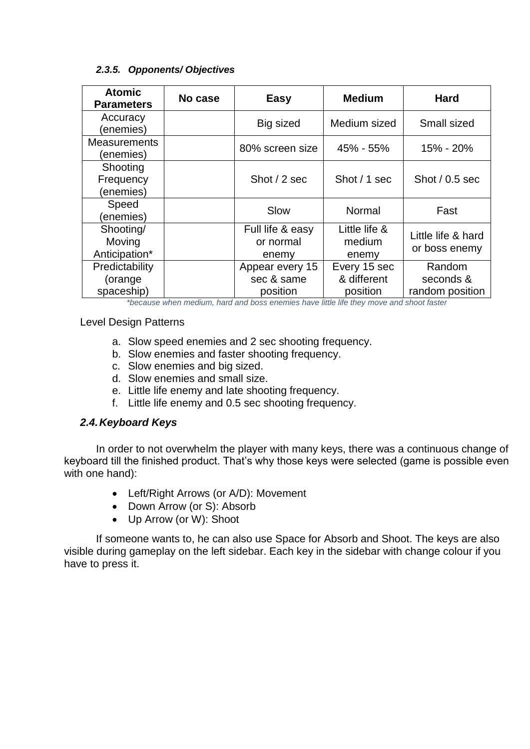#### *2.3.5. Opponents/ Objectives*

| Atomic Parameters | No case | Easy | Medium | Hard |
|---|---|---|---|---|
| Accuracy (enemies) | | Big sized | Medium sized | Small sized |
| Measurements (enemies) | | 80% screen size | 45% - 55% | 15% - 20% |
| Shooting Frequency (enemies) | | Shot / 2 sec | Shot / 1 sec | Shot / 0.5 sec |
| Speed (enemies) | | Slow | Normal | Fast |
| Shooting/ Moving Anticipation* | | Full life & easy or normal enemy | Little life & medium enemy | Little life & hard or boss enemy |
| Predictability (orange spaceship) | | Appear every 15 sec & same position | Every 15 sec & different position | Random seconds & random position |

*\*because when medium, hard and boss enemies have little life they move and shoot faster*

Level Design Patterns

a. Slow speed enemies and 2 sec shooting frequency.
b. Slow enemies and faster shooting frequency.
c. Slow enemies and big sized.
d. Slow enemies and small size.
e. Little life enemy and late shooting frequency.
f. Little life enemy and 0.5 sec shooting frequency.

### *2.4. Keyboard Keys*

In order to not overwhelm the player with many keys, there was a continuous change of keyboard till the finished product. That's why those keys were selected (game is possible even with one hand):

- Left/Right Arrows (or A/D): Movement
- Down Arrow (or S): Absorb
- Up Arrow (or W): Shoot

If someone wants to, he can also use Space for Absorb and Shoot. The keys are also visible during gameplay on the left sidebar. Each key in the sidebar with change colour if you have to press it.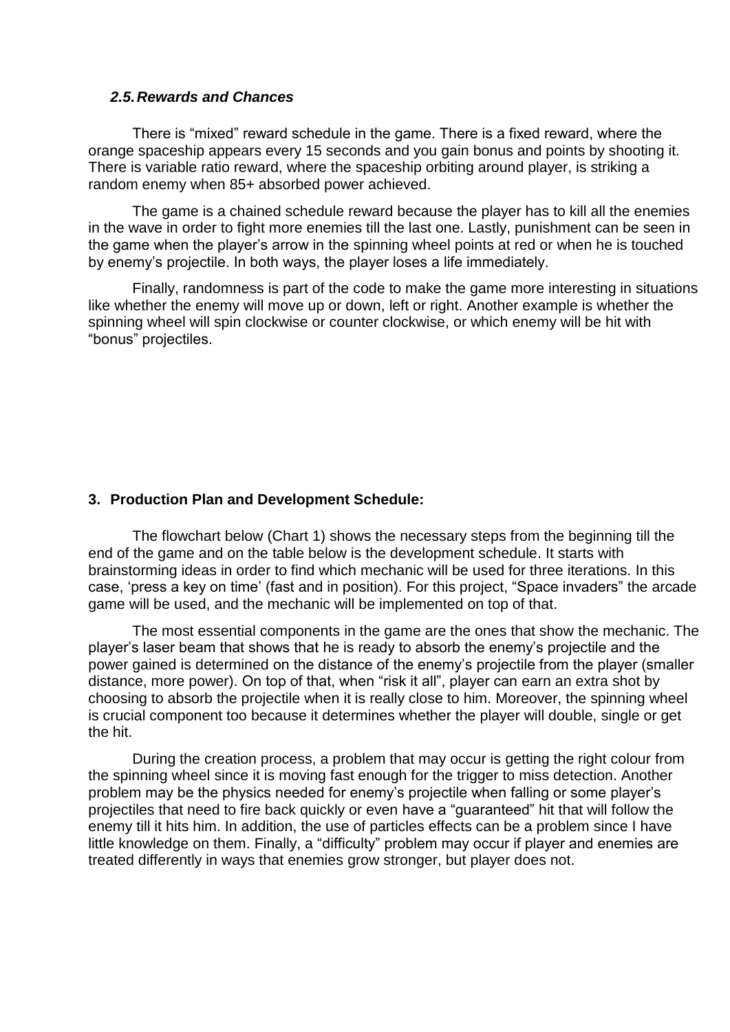### *2.5. Rewards and Chances*

There is "mixed" reward schedule in the game. There is a fixed reward, where the orange spaceship appears every 15 seconds and you gain bonus and points by shooting it. There is variable ratio reward, where the spaceship orbiting around player, is striking a random enemy when 85+ absorbed power achieved.

The game is a chained schedule reward because the player has to kill all the enemies in the wave in order to fight more enemies till the last one. Lastly, punishment can be seen in the game when the player's arrow in the spinning wheel points at red or when he is touched by enemy's projectile. In both ways, the player loses a life immediately.

Finally, randomness is part of the code to make the game more interesting in situations like whether the enemy will move up or down, left or right. Another example is whether the spinning wheel will spin clockwise or counter clockwise, or which enemy will be hit with "bonus" projectiles.

## 3. Production Plan and Development Schedule:

The flowchart below (Chart 1) shows the necessary steps from the beginning till the end of the game and on the table below is the development schedule. It starts with brainstorming ideas in order to find which mechanic will be used for three iterations. In this case, 'press a key on time' (fast and in position). For this project, "Space invaders" the arcade game will be used, and the mechanic will be implemented on top of that.

The most essential components in the game are the ones that show the mechanic. The player's laser beam that shows that he is ready to absorb the enemy's projectile and the power gained is determined on the distance of the enemy's projectile from the player (smaller distance, more power). On top of that, when "risk it all", player can earn an extra shot by choosing to absorb the projectile when it is really close to him. Moreover, the spinning wheel is crucial component too because it determines whether the player will double, single or get the hit.

During the creation process, a problem that may occur is getting the right colour from the spinning wheel since it is moving fast enough for the trigger to miss detection. Another problem may be the physics needed for enemy's projectile when falling or some player's projectiles that need to fire back quickly or even have a "guaranteed" hit that will follow the enemy till it hits him. In addition, the use of particles effects can be a problem since I have little knowledge on them. Finally, a "difficulty" problem may occur if player and enemies are treated differently in ways that enemies grow stronger, but player does not.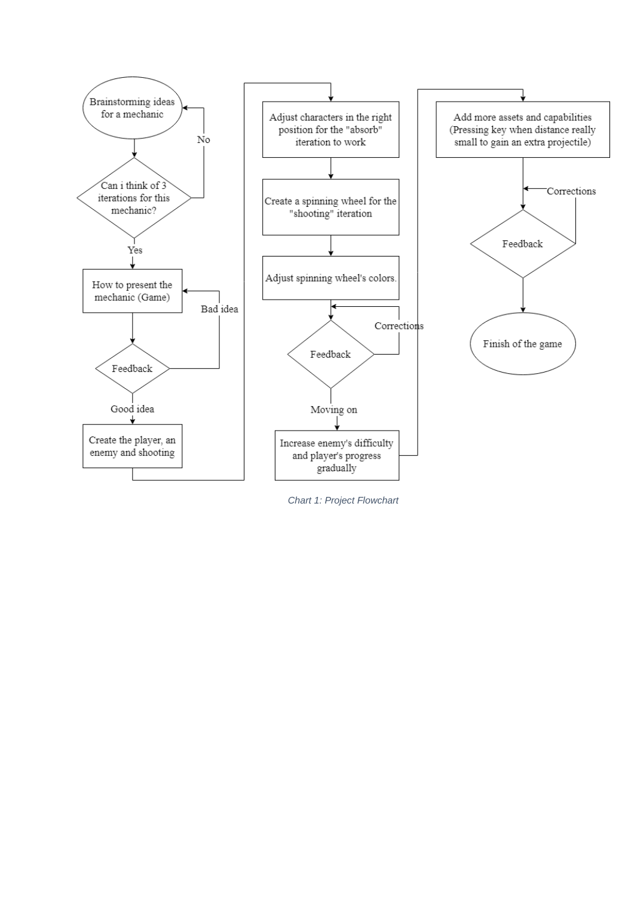Brainstorming ideas for a mechanic

Can i think of 3 iterations for this mechanic?

No

Yes

How to present the mechanic (Game)

Feedback

Bad idea

Good idea

Create the player, an enemy and shooting

Adjust characters in the right position for the "absorb" iteration to work

Create a spinning wheel for the "shooting" iteration

Adjust spinning wheel's colors.

Feedback

Corrections

Moving on

Increase enemy's difficulty and player's progress gradually

Add more assets and capabilities (Pressing key when distance really small to gain an extra projectile)

Corrections

Feedback

Finish of the game

*Chart 1: Project Flowchart*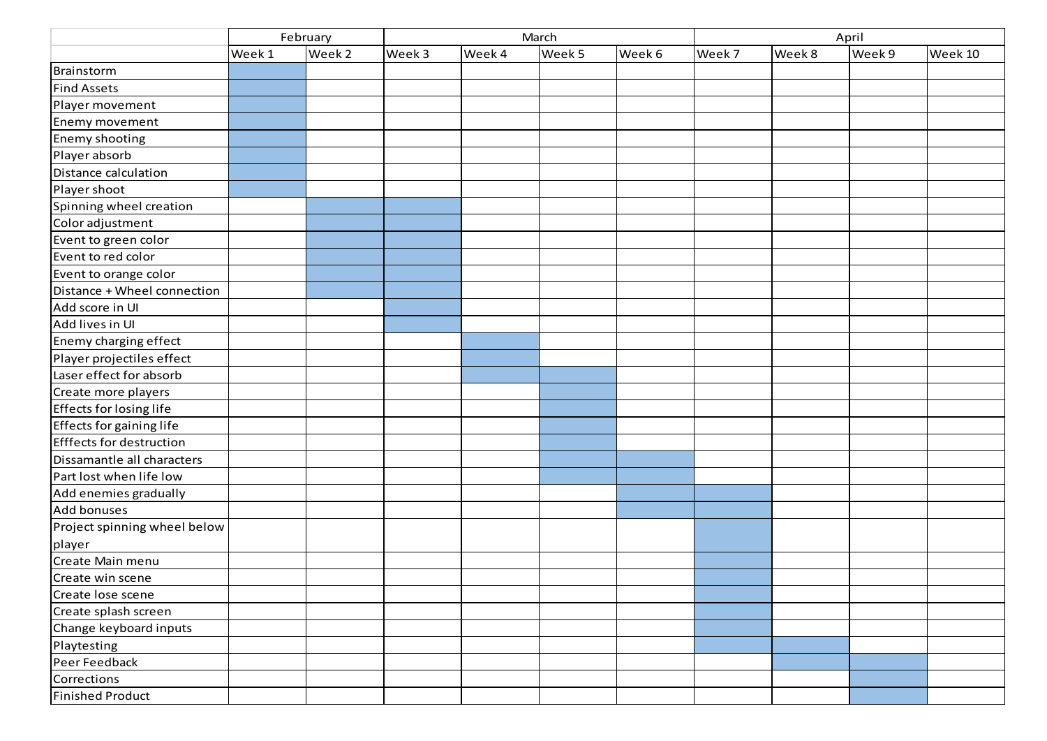| | February | | March | | | | April | | | |
|---|---|---|---|---|---|---|---|---|---|---|
| | Week 1 | Week 2 | Week 3 | Week 4 | Week 5 | Week 6 | Week 7 | Week 8 | Week 9 | Week 10 |
| Brainstorm | ■ | | | | | | | | | |
| Find Assets | ■ | | | | | | | | | |
| Player movement | ■ | | | | | | | | | |
| Enemy movement | ■ | | | | | | | | | |
| Enemy shooting | ■ | | | | | | | | | |
| Player absorb | ■ | | | | | | | | | |
| Distance calculation | ■ | | | | | | | | | |
| Player shoot | ■ | | | | | | | | | |
| Spinning wheel creation | | ■ | ■ | | | | | | | |
| Color adjustment | | ■ | ■ | | | | | | | |
| Event to green color | | ■ | ■ | | | | | | | |
| Event to red color | | ■ | ■ | | | | | | | |
| Event to orange color | | ■ | ■ | | | | | | | |
| Distance + Wheel connection | | ■ | ■ | | | | | | | |
| Add score in UI | | | ■ | | | | | | | |
| Add lives in UI | | | ■ | | | | | | | |
| Enemy charging effect | | | | ■ | | | | | | |
| Player projectiles effect | | | | ■ | | | | | | |
| Laser effect for absorb | | | | ■ | ■ | | | | | |
| Create more players | | | | | ■ | | | | | |
| Effects for losing life | | | | | ■ | | | | | |
| Effects for gaining life | | | | | ■ | | | | | |
| Efffects for destruction | | | | | ■ | | | | | |
| Dissamantle all characters | | | | | ■ | ■ | | | | |
| Part lost when life low | | | | | ■ | ■ | | | | |
| Add enemies gradually | | | | | | ■ | ■ | | | |
| Add bonuses | | | | | | ■ | ■ | | | |
| Project spinning wheel below player | | | | | | | ■ | | | |
| Create Main menu | | | | | | | ■ | | | |
| Create win scene | | | | | | | ■ | | | |
| Create lose scene | | | | | | | ■ | | | |
| Create splash screen | | | | | | | ■ | | | |
| Change keyboard inputs | | | | | | | ■ | | | |
| Playtesting | | | | | | | ■ | ■ | | |
| Peer Feedback | | | | | | | | ■ | ■ | |
| Corrections | | | | | | | | | ■ | |
| Finished Product | | | | | | | | | ■ | |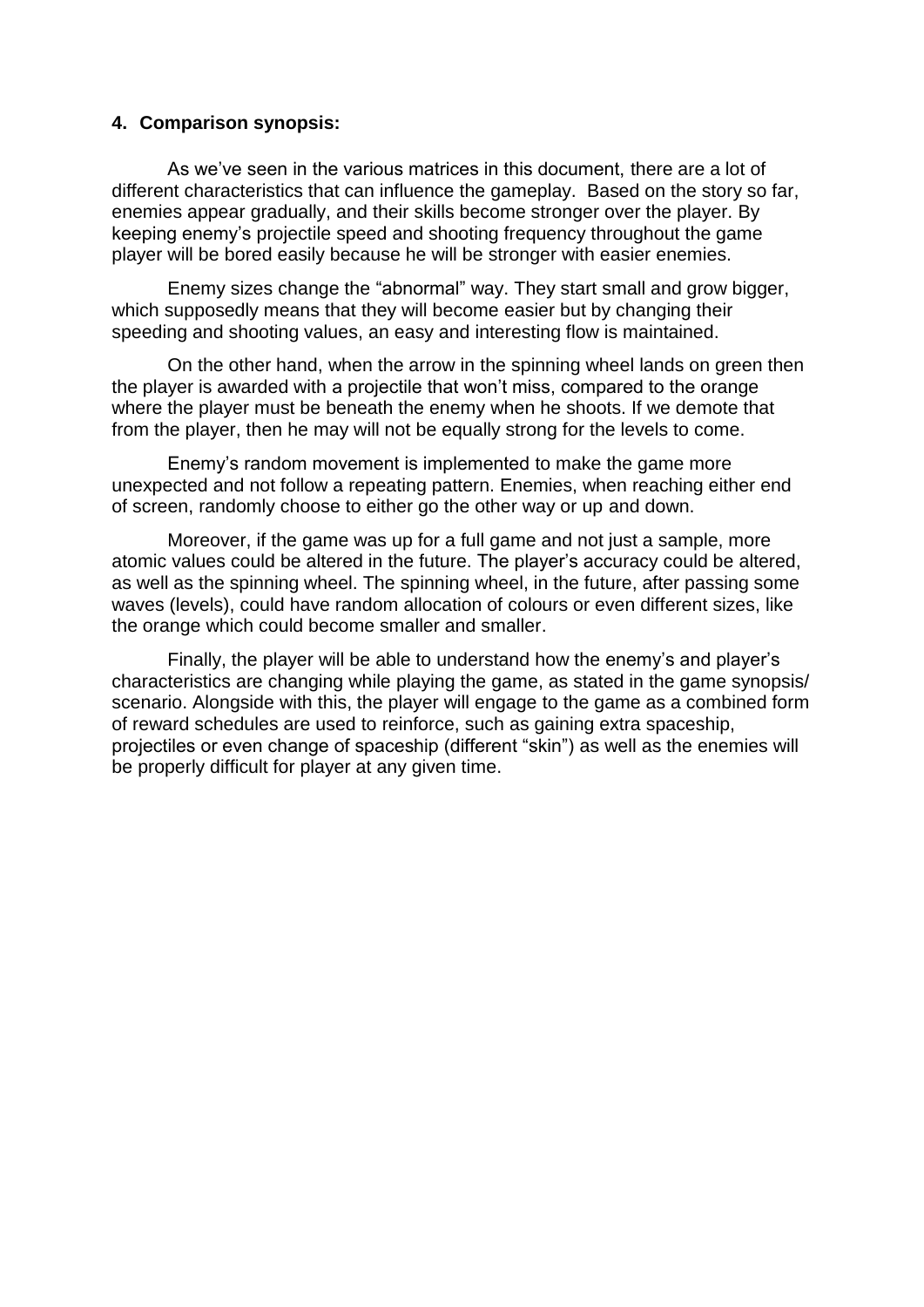## 4. Comparison synopsis:

As we've seen in the various matrices in this document, there are a lot of different characteristics that can influence the gameplay. Based on the story so far, enemies appear gradually, and their skills become stronger over the player. By keeping enemy's projectile speed and shooting frequency throughout the game player will be bored easily because he will be stronger with easier enemies.

Enemy sizes change the "abnormal" way. They start small and grow bigger, which supposedly means that they will become easier but by changing their speeding and shooting values, an easy and interesting flow is maintained.

On the other hand, when the arrow in the spinning wheel lands on green then the player is awarded with a projectile that won't miss, compared to the orange where the player must be beneath the enemy when he shoots. If we demote that from the player, then he may will not be equally strong for the levels to come.

Enemy's random movement is implemented to make the game more unexpected and not follow a repeating pattern. Enemies, when reaching either end of screen, randomly choose to either go the other way or up and down.

Moreover, if the game was up for a full game and not just a sample, more atomic values could be altered in the future. The player's accuracy could be altered, as well as the spinning wheel. The spinning wheel, in the future, after passing some waves (levels), could have random allocation of colours or even different sizes, like the orange which could become smaller and smaller.

Finally, the player will be able to understand how the enemy's and player's characteristics are changing while playing the game, as stated in the game synopsis/ scenario. Alongside with this, the player will engage to the game as a combined form of reward schedules are used to reinforce, such as gaining extra spaceship, projectiles or even change of spaceship (different "skin") as well as the enemies will be properly difficult for player at any given time.